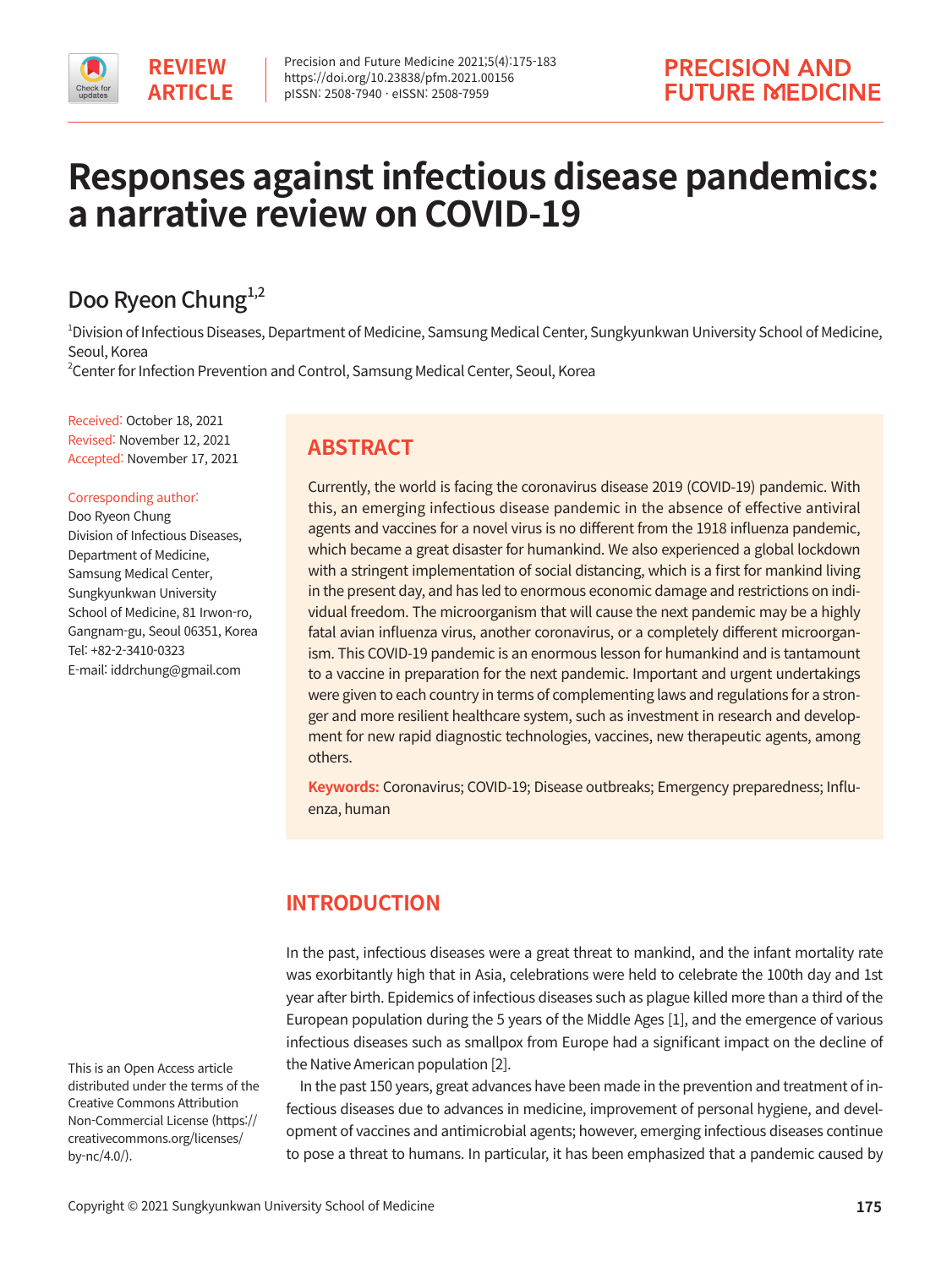REVIEW ARTICLE

# Responses against infectious disease pandemics: a narrative review on COVID-19

Doo Ryeon Chung[1,2]

[1]Division of Infectious Diseases, Department of Medicine, Samsung Medical Center, Sungkyunkwan University School of Medicine, Seoul, Korea
[2]Center for Infection Prevention and Control, Samsung Medical Center, Seoul, Korea

Received: October 18, 2021
Revised: November 12, 2021
Accepted: November 17, 2021

Corresponding author:
Doo Ryeon Chung
Division of Infectious Diseases, Department of Medicine, Samsung Medical Center, Sungkyunkwan University School of Medicine, 81 Irwon-ro, Gangnam-gu, Seoul 06351, Korea
Tel: +82-2-3410-0323
E-mail: iddrchung@gmail.com

## ABSTRACT

Currently, the world is facing the coronavirus disease 2019 (COVID-19) pandemic. With this, an emerging infectious disease pandemic in the absence of effective antiviral agents and vaccines for a novel virus is no different from the 1918 influenza pandemic, which became a great disaster for humankind. We also experienced a global lockdown with a stringent implementation of social distancing, which is a first for mankind living in the present day, and has led to enormous economic damage and restrictions on individual freedom. The microorganism that will cause the next pandemic may be a highly fatal avian influenza virus, another coronavirus, or a completely different microorganism. This COVID-19 pandemic is an enormous lesson for humankind and is tantamount to a vaccine in preparation for the next pandemic. Important and urgent undertakings were given to each country in terms of complementing laws and regulations for a stronger and more resilient healthcare system, such as investment in research and development for new rapid diagnostic technologies, vaccines, new therapeutic agents, among others.

**Keywords:** Coronavirus; COVID-19; Disease outbreaks; Emergency preparedness; Influenza, human

## INTRODUCTION

In the past, infectious diseases were a great threat to mankind, and the infant mortality rate was exorbitantly high that in Asia, celebrations were held to celebrate the 100th day and 1st year after birth. Epidemics of infectious diseases such as plague killed more than a third of the European population during the 5 years of the Middle Ages [1], and the emergence of various infectious diseases such as smallpox from Europe had a significant impact on the decline of the Native American population [2].

In the past 150 years, great advances have been made in the prevention and treatment of infectious diseases due to advances in medicine, improvement of personal hygiene, and development of vaccines and antimicrobial agents; however, emerging infectious diseases continue to pose a threat to humans. In particular, it has been emphasized that a pandemic caused by

This is an Open Access article distributed under the terms of the Creative Commons Attribution Non-Commercial License (https://creativecommons.org/licenses/by-nc/4.0/).

Copyright © 2021 Sungkyunkwan University School of Medicine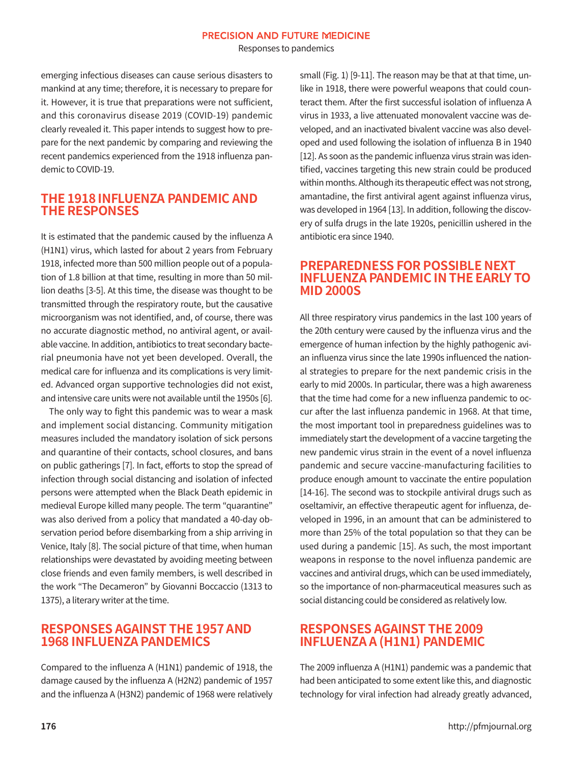emerging infectious diseases can cause serious disasters to mankind at any time; therefore, it is necessary to prepare for it. However, it is true that preparations were not sufficient, and this coronavirus disease 2019 (COVID-19) pandemic clearly revealed it. This paper intends to suggest how to prepare for the next pandemic by comparing and reviewing the recent pandemics experienced from the 1918 influenza pandemic to COVID-19.

## THE 1918 INFLUENZA PANDEMIC AND THE RESPONSES

It is estimated that the pandemic caused by the influenza A (H1N1) virus, which lasted for about 2 years from February 1918, infected more than 500 million people out of a population of 1.8 billion at that time, resulting in more than 50 million deaths [3-5]. At this time, the disease was thought to be transmitted through the respiratory route, but the causative microorganism was not identified, and, of course, there was no accurate diagnostic method, no antiviral agent, or available vaccine. In addition, antibiotics to treat secondary bacterial pneumonia have not yet been developed. Overall, the medical care for influenza and its complications is very limited. Advanced organ supportive technologies did not exist, and intensive care units were not available until the 1950s [6].

The only way to fight this pandemic was to wear a mask and implement social distancing. Community mitigation measures included the mandatory isolation of sick persons and quarantine of their contacts, school closures, and bans on public gatherings [7]. In fact, efforts to stop the spread of infection through social distancing and isolation of infected persons were attempted when the Black Death epidemic in medieval Europe killed many people. The term "quarantine" was also derived from a policy that mandated a 40-day observation period before disembarking from a ship arriving in Venice, Italy [8]. The social picture of that time, when human relationships were devastated by avoiding meeting between close friends and even family members, is well described in the work "The Decameron" by Giovanni Boccaccio (1313 to 1375), a literary writer at the time.

## RESPONSES AGAINST THE 1957 AND 1968 INFLUENZA PANDEMICS

Compared to the influenza A (H1N1) pandemic of 1918, the damage caused by the influenza A (H2N2) pandemic of 1957 and the influenza A (H3N2) pandemic of 1968 were relatively small (Fig. 1) [9-11]. The reason may be that at that time, unlike in 1918, there were powerful weapons that could counteract them. After the first successful isolation of influenza A virus in 1933, a live attenuated monovalent vaccine was developed, and an inactivated bivalent vaccine was also developed and used following the isolation of influenza B in 1940 [12]. As soon as the pandemic influenza virus strain was identified, vaccines targeting this new strain could be produced within months. Although its therapeutic effect was not strong, amantadine, the first antiviral agent against influenza virus, was developed in 1964 [13]. In addition, following the discovery of sulfa drugs in the late 1920s, penicillin ushered in the antibiotic era since 1940.

## PREPAREDNESS FOR POSSIBLE NEXT INFLUENZA PANDEMIC IN THE EARLY TO MID 2000S

All three respiratory virus pandemics in the last 100 years of the 20th century were caused by the influenza virus and the emergence of human infection by the highly pathogenic avian influenza virus since the late 1990s influenced the national strategies to prepare for the next pandemic crisis in the early to mid 2000s. In particular, there was a high awareness that the time had come for a new influenza pandemic to occur after the last influenza pandemic in 1968. At that time, the most important tool in preparedness guidelines was to immediately start the development of a vaccine targeting the new pandemic virus strain in the event of a novel influenza pandemic and secure vaccine-manufacturing facilities to produce enough amount to vaccinate the entire population [14-16]. The second was to stockpile antiviral drugs such as oseltamivir, an effective therapeutic agent for influenza, developed in 1996, in an amount that can be administered to more than 25% of the total population so that they can be used during a pandemic [15]. As such, the most important weapons in response to the novel influenza pandemic are vaccines and antiviral drugs, which can be used immediately, so the importance of non-pharmaceutical measures such as social distancing could be considered as relatively low.

## RESPONSES AGAINST THE 2009 INFLUENZA A (H1N1) PANDEMIC

The 2009 influenza A (H1N1) pandemic was a pandemic that had been anticipated to some extent like this, and diagnostic technology for viral infection had already greatly advanced,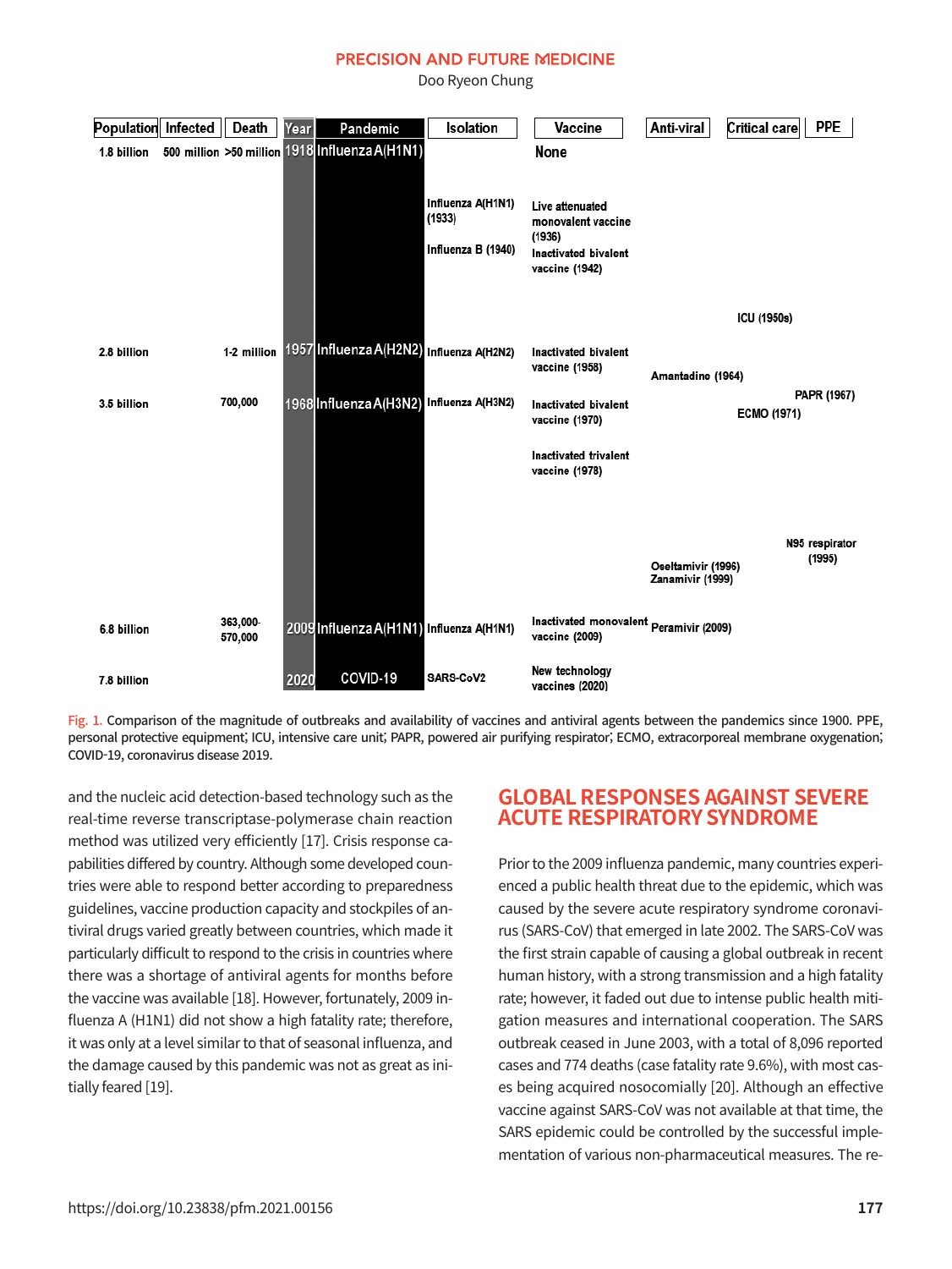| Population | Infected | Death | Year | Pandemic | Isolation | Vaccine | Anti-viral | Critical care | PPE |
|---|---|---|---|---|---|---|---|---|---|
| 1.8 billion | 500 million | >50 million | 1918 | Influenza A(H1N1) | | None | | | |
| | | | | | Influenza A(H1N1) (1933) Influenza B (1940) | Live attenuated monovalent vaccine (1936) Inactivated bivalent vaccine (1942) | | | |
| | | | | | | | | ICU (1950s) | |
| 2.8 billion | | 1-2 million | 1957 | Influenza A(H2N2) | Influenza A(H2N2) | Inactivated bivalent vaccine (1958) | Amantadine (1964) | | |
| 3.5 billion | | 700,000 | 1968 | Influenza A(H3N2) | Influenza A(H3N2) | Inactivated bivalent vaccine (1970) | | ECMO (1971) | PAPR (1967) |
| | | | | | | Inactivated trivalent vaccine (1978) | | | |
| | | | | | | | Oseltamivir (1996) Zanamivir (1999) | | N95 respirator (1995) |
| 6.8 billion | | 363,000-570,000 | 2009 | Influenza A(H1N1) | Influenza A(H1N1) | Inactivated monovalent vaccine (2009) | Peramivir (2009) | | |
| 7.8 billion | | | 2020 | COVID-19 | SARS-CoV2 | New technology vaccines (2020) | | | |

Fig. 1. Comparison of the magnitude of outbreaks and availability of vaccines and antiviral agents between the pandemics since 1900. PPE, personal protective equipment; ICU, intensive care unit; PAPR, powered air purifying respirator; ECMO, extracorporeal membrane oxygenation; COVID-19, coronavirus disease 2019.

and the nucleic acid detection-based technology such as the real-time reverse transcriptase-polymerase chain reaction method was utilized very efficiently [17]. Crisis response capabilities differed by country. Although some developed countries were able to respond better according to preparedness guidelines, vaccine production capacity and stockpiles of antiviral drugs varied greatly between countries, which made it particularly difficult to respond to the crisis in countries where there was a shortage of antiviral agents for months before the vaccine was available [18]. However, fortunately, 2009 influenza A (H1N1) did not show a high fatality rate; therefore, it was only at a level similar to that of seasonal influenza, and the damage caused by this pandemic was not as great as initially feared [19].

## GLOBAL RESPONSES AGAINST SEVERE ACUTE RESPIRATORY SYNDROME

Prior to the 2009 influenza pandemic, many countries experienced a public health threat due to the epidemic, which was caused by the severe acute respiratory syndrome coronavirus (SARS-CoV) that emerged in late 2002. The SARS-CoV was the first strain capable of causing a global outbreak in recent human history, with a strong transmission and a high fatality rate; however, it faded out due to intense public health mitigation measures and international cooperation. The SARS outbreak ceased in June 2003, with a total of 8,096 reported cases and 774 deaths (case fatality rate 9.6%), with most cases being acquired nosocomially [20]. Although an effective vaccine against SARS-CoV was not available at that time, the SARS epidemic could be controlled by the successful implementation of various non-pharmaceutical measures. The re-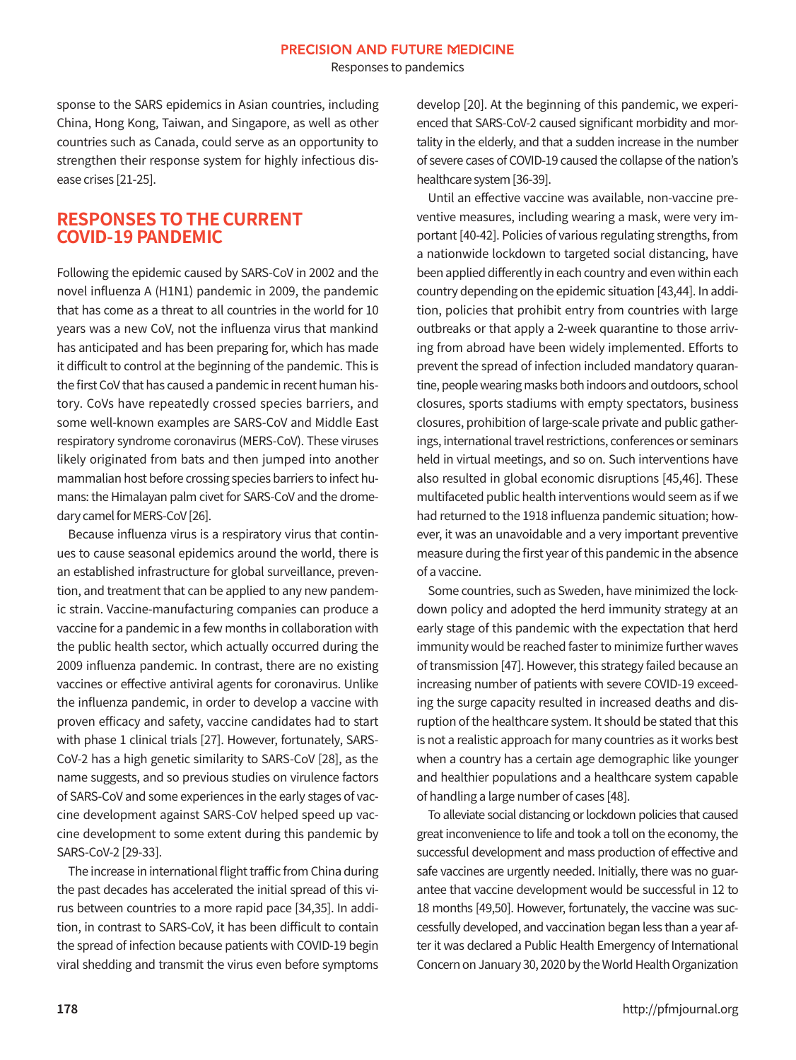sponse to the SARS epidemics in Asian countries, including China, Hong Kong, Taiwan, and Singapore, as well as other countries such as Canada, could serve as an opportunity to strengthen their response system for highly infectious disease crises [21-25].

## RESPONSES TO THE CURRENT COVID-19 PANDEMIC

Following the epidemic caused by SARS-CoV in 2002 and the novel influenza A (H1N1) pandemic in 2009, the pandemic that has come as a threat to all countries in the world for 10 years was a new CoV, not the influenza virus that mankind has anticipated and has been preparing for, which has made it difficult to control at the beginning of the pandemic. This is the first CoV that has caused a pandemic in recent human history. CoVs have repeatedly crossed species barriers, and some well-known examples are SARS-CoV and Middle East respiratory syndrome coronavirus (MERS-CoV). These viruses likely originated from bats and then jumped into another mammalian host before crossing species barriers to infect humans: the Himalayan palm civet for SARS-CoV and the dromedary camel for MERS-CoV [26].

Because influenza virus is a respiratory virus that continues to cause seasonal epidemics around the world, there is an established infrastructure for global surveillance, prevention, and treatment that can be applied to any new pandemic strain. Vaccine-manufacturing companies can produce a vaccine for a pandemic in a few months in collaboration with the public health sector, which actually occurred during the 2009 influenza pandemic. In contrast, there are no existing vaccines or effective antiviral agents for coronavirus. Unlike the influenza pandemic, in order to develop a vaccine with proven efficacy and safety, vaccine candidates had to start with phase 1 clinical trials [27]. However, fortunately, SARS-CoV-2 has a high genetic similarity to SARS-CoV [28], as the name suggests, and so previous studies on virulence factors of SARS-CoV and some experiences in the early stages of vaccine development against SARS-CoV helped speed up vaccine development to some extent during this pandemic by SARS-CoV-2 [29-33].

The increase in international flight traffic from China during the past decades has accelerated the initial spread of this virus between countries to a more rapid pace [34,35]. In addition, in contrast to SARS-CoV, it has been difficult to contain the spread of infection because patients with COVID-19 begin viral shedding and transmit the virus even before symptoms develop [20]. At the beginning of this pandemic, we experienced that SARS-CoV-2 caused significant morbidity and mortality in the elderly, and that a sudden increase in the number of severe cases of COVID-19 caused the collapse of the nation's healthcare system [36-39].

Until an effective vaccine was available, non-vaccine preventive measures, including wearing a mask, were very important [40-42]. Policies of various regulating strengths, from a nationwide lockdown to targeted social distancing, have been applied differently in each country and even within each country depending on the epidemic situation [43,44]. In addition, policies that prohibit entry from countries with large outbreaks or that apply a 2-week quarantine to those arriving from abroad have been widely implemented. Efforts to prevent the spread of infection included mandatory quarantine, people wearing masks both indoors and outdoors, school closures, sports stadiums with empty spectators, business closures, prohibition of large-scale private and public gatherings, international travel restrictions, conferences or seminars held in virtual meetings, and so on. Such interventions have also resulted in global economic disruptions [45,46]. These multifaceted public health interventions would seem as if we had returned to the 1918 influenza pandemic situation; however, it was an unavoidable and a very important preventive measure during the first year of this pandemic in the absence of a vaccine.

Some countries, such as Sweden, have minimized the lockdown policy and adopted the herd immunity strategy at an early stage of this pandemic with the expectation that herd immunity would be reached faster to minimize further waves of transmission [47]. However, this strategy failed because an increasing number of patients with severe COVID-19 exceeding the surge capacity resulted in increased deaths and disruption of the healthcare system. It should be stated that this is not a realistic approach for many countries as it works best when a country has a certain age demographic like younger and healthier populations and a healthcare system capable of handling a large number of cases [48].

To alleviate social distancing or lockdown policies that caused great inconvenience to life and took a toll on the economy, the successful development and mass production of effective and safe vaccines are urgently needed. Initially, there was no guarantee that vaccine development would be successful in 12 to 18 months [49,50]. However, fortunately, the vaccine was successfully developed, and vaccination began less than a year after it was declared a Public Health Emergency of International Concern on January 30, 2020 by the World Health Organization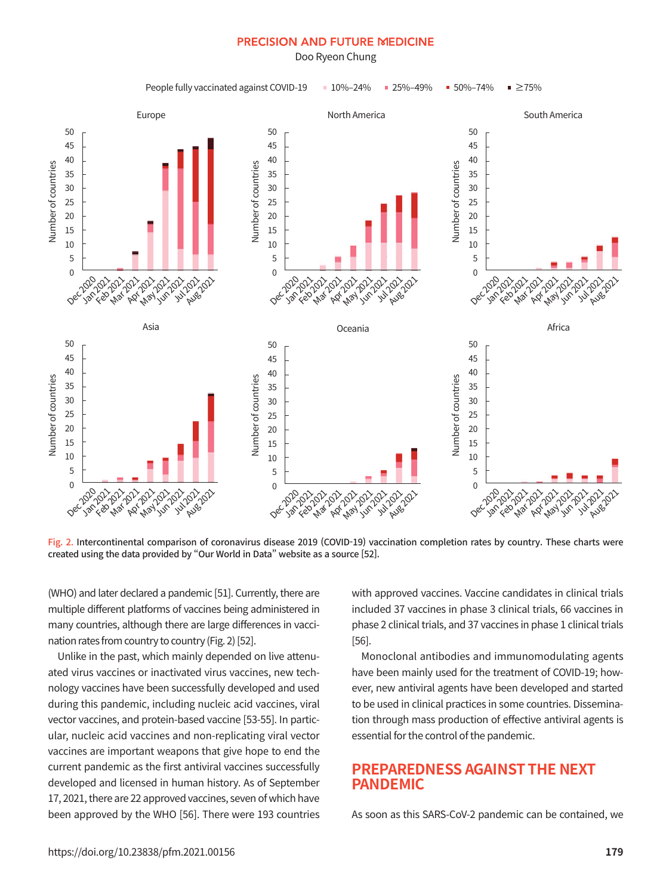Fig. 2. Intercontinental comparison of coronavirus disease 2019 (COVID-19) vaccination completion rates by country. These charts were created using the data provided by "Our World in Data" website as a source [52].

(WHO) and later declared a pandemic [51]. Currently, there are multiple different platforms of vaccines being administered in many countries, although there are large differences in vaccination rates from country to country (Fig. 2) [52].

Unlike in the past, which mainly depended on live attenuated virus vaccines or inactivated virus vaccines, new technology vaccines have been successfully developed and used during this pandemic, including nucleic acid vaccines, viral vector vaccines, and protein-based vaccine [53-55]. In particular, nucleic acid vaccines and non-replicating viral vector vaccines are important weapons that give hope to end the current pandemic as the first antiviral vaccines successfully developed and licensed in human history. As of September 17, 2021, there are 22 approved vaccines, seven of which have been approved by the WHO [56]. There were 193 countries with approved vaccines. Vaccine candidates in clinical trials included 37 vaccines in phase 3 clinical trials, 66 vaccines in phase 2 clinical trials, and 37 vaccines in phase 1 clinical trials [56].

Monoclonal antibodies and immunomodulating agents have been mainly used for the treatment of COVID-19; however, new antiviral agents have been developed and started to be used in clinical practices in some countries. Dissemination through mass production of effective antiviral agents is essential for the control of the pandemic.

## PREPAREDNESS AGAINST THE NEXT PANDEMIC

As soon as this SARS-CoV-2 pandemic can be contained, we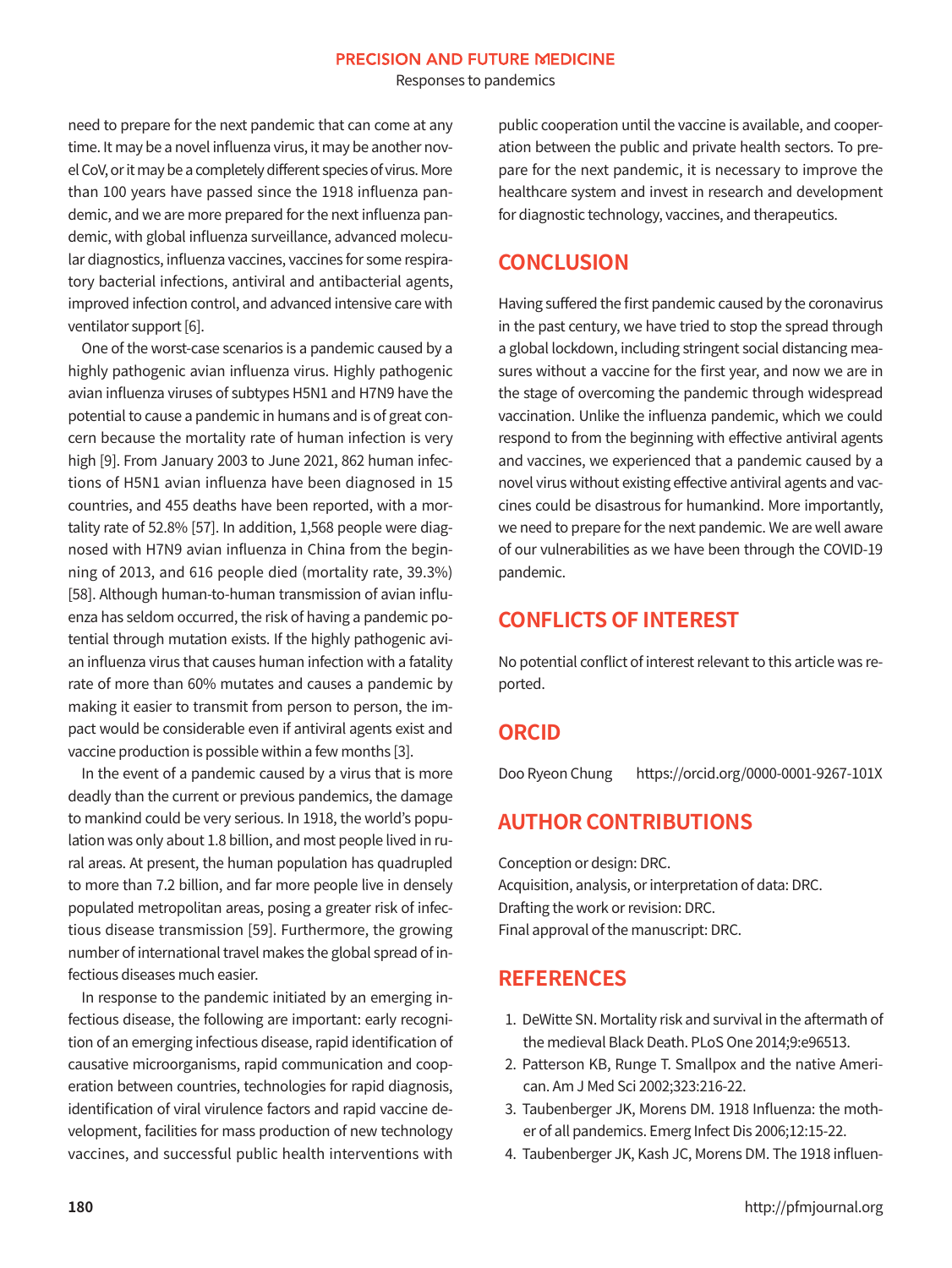need to prepare for the next pandemic that can come at any time. It may be a novel influenza virus, it may be another novel CoV, or it may be a completely different species of virus. More than 100 years have passed since the 1918 influenza pandemic, and we are more prepared for the next influenza pandemic, with global influenza surveillance, advanced molecular diagnostics, influenza vaccines, vaccines for some respiratory bacterial infections, antiviral and antibacterial agents, improved infection control, and advanced intensive care with ventilator support [6].

One of the worst-case scenarios is a pandemic caused by a highly pathogenic avian influenza virus. Highly pathogenic avian influenza viruses of subtypes H5N1 and H7N9 have the potential to cause a pandemic in humans and is of great concern because the mortality rate of human infection is very high [9]. From January 2003 to June 2021, 862 human infections of H5N1 avian influenza have been diagnosed in 15 countries, and 455 deaths have been reported, with a mortality rate of 52.8% [57]. In addition, 1,568 people were diagnosed with H7N9 avian influenza in China from the beginning of 2013, and 616 people died (mortality rate, 39.3%) [58]. Although human-to-human transmission of avian influenza has seldom occurred, the risk of having a pandemic potential through mutation exists. If the highly pathogenic avian influenza virus that causes human infection with a fatality rate of more than 60% mutates and causes a pandemic by making it easier to transmit from person to person, the impact would be considerable even if antiviral agents exist and vaccine production is possible within a few months [3].

In the event of a pandemic caused by a virus that is more deadly than the current or previous pandemics, the damage to mankind could be very serious. In 1918, the world's population was only about 1.8 billion, and most people lived in rural areas. At present, the human population has quadrupled to more than 7.2 billion, and far more people live in densely populated metropolitan areas, posing a greater risk of infectious disease transmission [59]. Furthermore, the growing number of international travel makes the global spread of infectious diseases much easier.

In response to the pandemic initiated by an emerging infectious disease, the following are important: early recognition of an emerging infectious disease, rapid identification of causative microorganisms, rapid communication and cooperation between countries, technologies for rapid diagnosis, identification of viral virulence factors and rapid vaccine development, facilities for mass production of new technology vaccines, and successful public health interventions with public cooperation until the vaccine is available, and cooperation between the public and private health sectors. To prepare for the next pandemic, it is necessary to improve the healthcare system and invest in research and development for diagnostic technology, vaccines, and therapeutics.

## CONCLUSION

Having suffered the first pandemic caused by the coronavirus in the past century, we have tried to stop the spread through a global lockdown, including stringent social distancing measures without a vaccine for the first year, and now we are in the stage of overcoming the pandemic through widespread vaccination. Unlike the influenza pandemic, which we could respond to from the beginning with effective antiviral agents and vaccines, we experienced that a pandemic caused by a novel virus without existing effective antiviral agents and vaccines could be disastrous for humankind. More importantly, we need to prepare for the next pandemic. We are well aware of our vulnerabilities as we have been through the COVID-19 pandemic.

## CONFLICTS OF INTEREST

No potential conflict of interest relevant to this article was reported.

## ORCID

Doo Ryeon Chung https://orcid.org/0000-0001-9267-101X

## AUTHOR CONTRIBUTIONS

Conception or design: DRC.
Acquisition, analysis, or interpretation of data: DRC.
Drafting the work or revision: DRC.
Final approval of the manuscript: DRC.

## REFERENCES

1. DeWitte SN. Mortality risk and survival in the aftermath of the medieval Black Death. PLoS One 2014;9:e96513.
2. Patterson KB, Runge T. Smallpox and the native American. Am J Med Sci 2002;323:216-22.
3. Taubenberger JK, Morens DM. 1918 Influenza: the mother of all pandemics. Emerg Infect Dis 2006;12:15-22.
4. Taubenberger JK, Kash JC, Morens DM. The 1918 influen-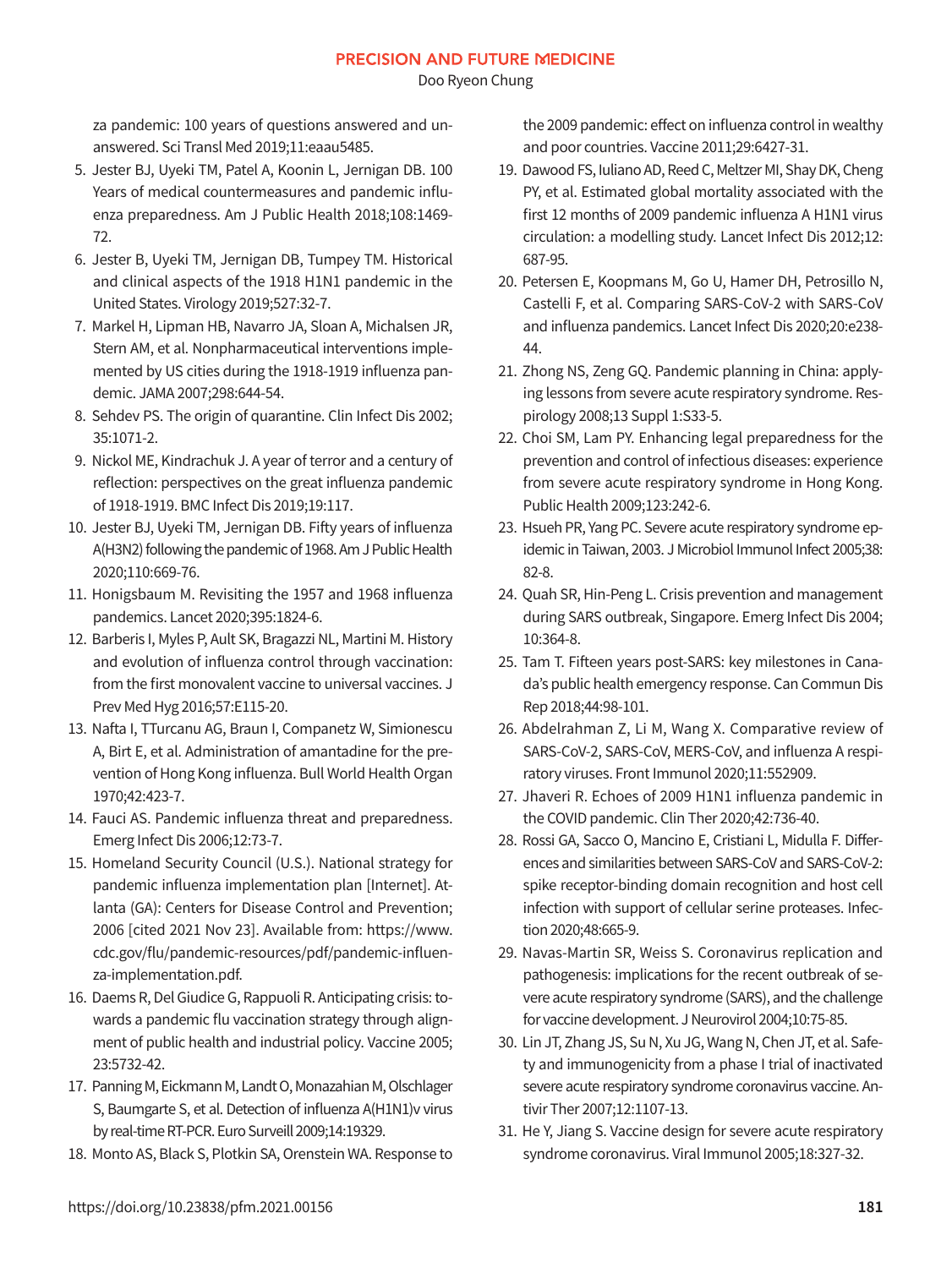za pandemic: 100 years of questions answered and unanswered. Sci Transl Med 2019;11:eaau5485.

5. Jester BJ, Uyeki TM, Patel A, Koonin L, Jernigan DB. 100 Years of medical countermeasures and pandemic influenza preparedness. Am J Public Health 2018;108:1469-72.
6. Jester B, Uyeki TM, Jernigan DB, Tumpey TM. Historical and clinical aspects of the 1918 H1N1 pandemic in the United States. Virology 2019;527:32-7.
7. Markel H, Lipman HB, Navarro JA, Sloan A, Michalsen JR, Stern AM, et al. Nonpharmaceutical interventions implemented by US cities during the 1918-1919 influenza pandemic. JAMA 2007;298:644-54.
8. Sehdev PS. The origin of quarantine. Clin Infect Dis 2002;35:1071-2.
9. Nickol ME, Kindrachuk J. A year of terror and a century of reflection: perspectives on the great influenza pandemic of 1918-1919. BMC Infect Dis 2019;19:117.
10. Jester BJ, Uyeki TM, Jernigan DB. Fifty years of influenza A(H3N2) following the pandemic of 1968. Am J Public Health 2020;110:669-76.
11. Honigsbaum M. Revisiting the 1957 and 1968 influenza pandemics. Lancet 2020;395:1824-6.
12. Barberis I, Myles P, Ault SK, Bragazzi NL, Martini M. History and evolution of influenza control through vaccination: from the first monovalent vaccine to universal vaccines. J Prev Med Hyg 2016;57:E115-20.
13. Nafta I, TTurcanu AG, Braun I, Companetz W, Simionescu A, Birt E, et al. Administration of amantadine for the prevention of Hong Kong influenza. Bull World Health Organ 1970;42:423-7.
14. Fauci AS. Pandemic influenza threat and preparedness. Emerg Infect Dis 2006;12:73-7.
15. Homeland Security Council (U.S.). National strategy for pandemic influenza implementation plan [Internet]. Atlanta (GA): Centers for Disease Control and Prevention; 2006 [cited 2021 Nov 23]. Available from: https://www.cdc.gov/flu/pandemic-resources/pdf/pandemic-influenza-implementation.pdf.
16. Daems R, Del Giudice G, Rappuoli R. Anticipating crisis: towards a pandemic flu vaccination strategy through alignment of public health and industrial policy. Vaccine 2005;23:5732-42.
17. Panning M, Eickmann M, Landt O, Monazahian M, Olschlager S, Baumgarte S, et al. Detection of influenza A(H1N1)v virus by real-time RT-PCR. Euro Surveill 2009;14:19329.
18. Monto AS, Black S, Plotkin SA, Orenstein WA. Response to the 2009 pandemic: effect on influenza control in wealthy and poor countries. Vaccine 2011;29:6427-31.
19. Dawood FS, Iuliano AD, Reed C, Meltzer MI, Shay DK, Cheng PY, et al. Estimated global mortality associated with the first 12 months of 2009 pandemic influenza A H1N1 virus circulation: a modelling study. Lancet Infect Dis 2012;12:687-95.
20. Petersen E, Koopmans M, Go U, Hamer DH, Petrosillo N, Castelli F, et al. Comparing SARS-CoV-2 with SARS-CoV and influenza pandemics. Lancet Infect Dis 2020;20:e238-44.
21. Zhong NS, Zeng GQ. Pandemic planning in China: applying lessons from severe acute respiratory syndrome. Respirology 2008;13 Suppl 1:S33-5.
22. Choi SM, Lam PY. Enhancing legal preparedness for the prevention and control of infectious diseases: experience from severe acute respiratory syndrome in Hong Kong. Public Health 2009;123:242-6.
23. Hsueh PR, Yang PC. Severe acute respiratory syndrome epidemic in Taiwan, 2003. J Microbiol Immunol Infect 2005;38:82-8.
24. Quah SR, Hin-Peng L. Crisis prevention and management during SARS outbreak, Singapore. Emerg Infect Dis 2004;10:364-8.
25. Tam T. Fifteen years post-SARS: key milestones in Canada's public health emergency response. Can Commun Dis Rep 2018;44:98-101.
26. Abdelrahman Z, Li M, Wang X. Comparative review of SARS-CoV-2, SARS-CoV, MERS-CoV, and influenza A respiratory viruses. Front Immunol 2020;11:552909.
27. Jhaveri R. Echoes of 2009 H1N1 influenza pandemic in the COVID pandemic. Clin Ther 2020;42:736-40.
28. Rossi GA, Sacco O, Mancino E, Cristiani L, Midulla F. Differences and similarities between SARS-CoV and SARS-CoV-2: spike receptor-binding domain recognition and host cell infection with support of cellular serine proteases. Infection 2020;48:665-9.
29. Navas-Martin SR, Weiss S. Coronavirus replication and pathogenesis: implications for the recent outbreak of severe acute respiratory syndrome (SARS), and the challenge for vaccine development. J Neurovirol 2004;10:75-85.
30. Lin JT, Zhang JS, Su N, Xu JG, Wang N, Chen JT, et al. Safety and immunogenicity from a phase I trial of inactivated severe acute respiratory syndrome coronavirus vaccine. Antivir Ther 2007;12:1107-13.
31. He Y, Jiang S. Vaccine design for severe acute respiratory syndrome coronavirus. Viral Immunol 2005;18:327-32.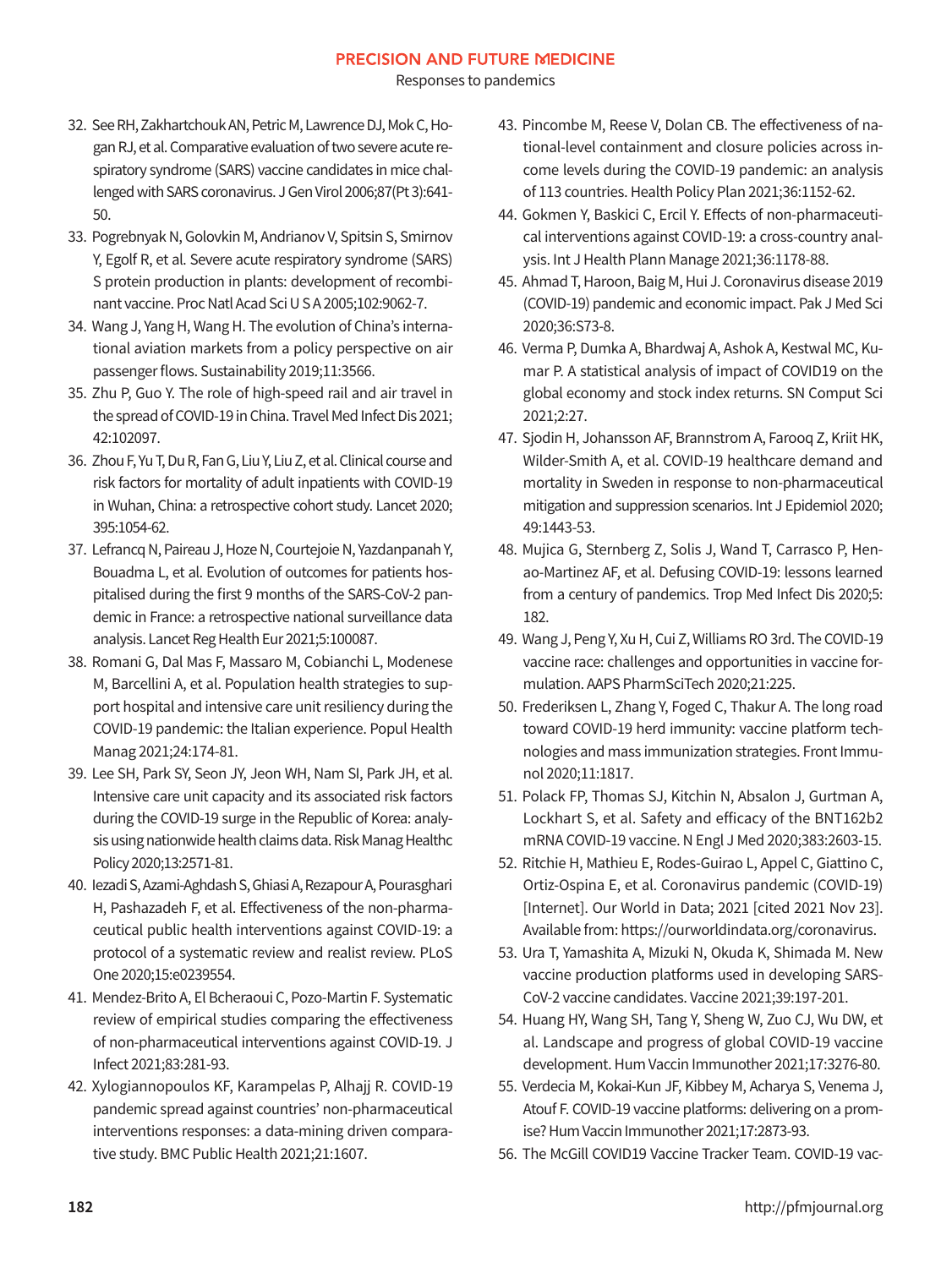32. See RH, Zakhartchouk AN, Petric M, Lawrence DJ, Mok C, Hogan RJ, et al. Comparative evaluation of two severe acute respiratory syndrome (SARS) vaccine candidates in mice challenged with SARS coronavirus. J Gen Virol 2006;87(Pt 3):641-50.
33. Pogrebnyak N, Golovkin M, Andrianov V, Spitsin S, Smirnov Y, Egolf R, et al. Severe acute respiratory syndrome (SARS) S protein production in plants: development of recombinant vaccine. Proc Natl Acad Sci U S A 2005;102:9062-7.
34. Wang J, Yang H, Wang H. The evolution of China's international aviation markets from a policy perspective on air passenger flows. Sustainability 2019;11:3566.
35. Zhu P, Guo Y. The role of high-speed rail and air travel in the spread of COVID-19 in China. Travel Med Infect Dis 2021; 42:102097.
36. Zhou F, Yu T, Du R, Fan G, Liu Y, Liu Z, et al. Clinical course and risk factors for mortality of adult inpatients with COVID-19 in Wuhan, China: a retrospective cohort study. Lancet 2020; 395:1054-62.
37. Lefrancq N, Paireau J, Hoze N, Courtejoie N, Yazdanpanah Y, Bouadma L, et al. Evolution of outcomes for patients hospitalised during the first 9 months of the SARS-CoV-2 pandemic in France: a retrospective national surveillance data analysis. Lancet Reg Health Eur 2021;5:100087.
38. Romani G, Dal Mas F, Massaro M, Cobianchi L, Modenese M, Barcellini A, et al. Population health strategies to support hospital and intensive care unit resiliency during the COVID-19 pandemic: the Italian experience. Popul Health Manag 2021;24:174-81.
39. Lee SH, Park SY, Seon JY, Jeon WH, Nam SI, Park JH, et al. Intensive care unit capacity and its associated risk factors during the COVID-19 surge in the Republic of Korea: analysis using nationwide health claims data. Risk Manag Healthc Policy 2020;13:2571-81.
40. Iezadi S, Azami-Aghdash S, Ghiasi A, Rezapour A, Pourasghari H, Pashazadeh F, et al. Effectiveness of the non-pharmaceutical public health interventions against COVID-19: a protocol of a systematic review and realist review. PLoS One 2020;15:e0239554.
41. Mendez-Brito A, El Bcheraoui C, Pozo-Martin F. Systematic review of empirical studies comparing the effectiveness of non-pharmaceutical interventions against COVID-19. J Infect 2021;83:281-93.
42. Xylogiannopoulos KF, Karampelas P, Alhajj R. COVID-19 pandemic spread against countries' non-pharmaceutical interventions responses: a data-mining driven comparative study. BMC Public Health 2021;21:1607.
43. Pincombe M, Reese V, Dolan CB. The effectiveness of national-level containment and closure policies across income levels during the COVID-19 pandemic: an analysis of 113 countries. Health Policy Plan 2021;36:1152-62.
44. Gokmen Y, Baskici C, Ercil Y. Effects of non-pharmaceutical interventions against COVID-19: a cross-country analysis. Int J Health Plann Manage 2021;36:1178-88.
45. Ahmad T, Haroon, Baig M, Hui J. Coronavirus disease 2019 (COVID-19) pandemic and economic impact. Pak J Med Sci 2020;36:S73-8.
46. Verma P, Dumka A, Bhardwaj A, Ashok A, Kestwal MC, Kumar P. A statistical analysis of impact of COVID19 on the global economy and stock index returns. SN Comput Sci 2021;2:27.
47. Sjodin H, Johansson AF, Brannstrom A, Farooq Z, Kriit HK, Wilder-Smith A, et al. COVID-19 healthcare demand and mortality in Sweden in response to non-pharmaceutical mitigation and suppression scenarios. Int J Epidemiol 2020; 49:1443-53.
48. Mujica G, Sternberg Z, Solis J, Wand T, Carrasco P, Henao-Martinez AF, et al. Defusing COVID-19: lessons learned from a century of pandemics. Trop Med Infect Dis 2020;5: 182.
49. Wang J, Peng Y, Xu H, Cui Z, Williams RO 3rd. The COVID-19 vaccine race: challenges and opportunities in vaccine formulation. AAPS PharmSciTech 2020;21:225.
50. Frederiksen L, Zhang Y, Foged C, Thakur A. The long road toward COVID-19 herd immunity: vaccine platform technologies and mass immunization strategies. Front Immunol 2020;11:1817.
51. Polack FP, Thomas SJ, Kitchin N, Absalon J, Gurtman A, Lockhart S, et al. Safety and efficacy of the BNT162b2 mRNA COVID-19 vaccine. N Engl J Med 2020;383:2603-15.
52. Ritchie H, Mathieu E, Rodes-Guirao L, Appel C, Giattino C, Ortiz-Ospina E, et al. Coronavirus pandemic (COVID-19) [Internet]. Our World in Data; 2021 [cited 2021 Nov 23]. Available from: https://ourworldindata.org/coronavirus.
53. Ura T, Yamashita A, Mizuki N, Okuda K, Shimada M. New vaccine production platforms used in developing SARS-CoV-2 vaccine candidates. Vaccine 2021;39:197-201.
54. Huang HY, Wang SH, Tang Y, Sheng W, Zuo CJ, Wu DW, et al. Landscape and progress of global COVID-19 vaccine development. Hum Vaccin Immunother 2021;17:3276-80.
55. Verdecia M, Kokai-Kun JF, Kibbey M, Acharya S, Venema J, Atouf F. COVID-19 vaccine platforms: delivering on a promise? Hum Vaccin Immunother 2021;17:2873-93.
56. The McGill COVID19 Vaccine Tracker Team. COVID-19 vac-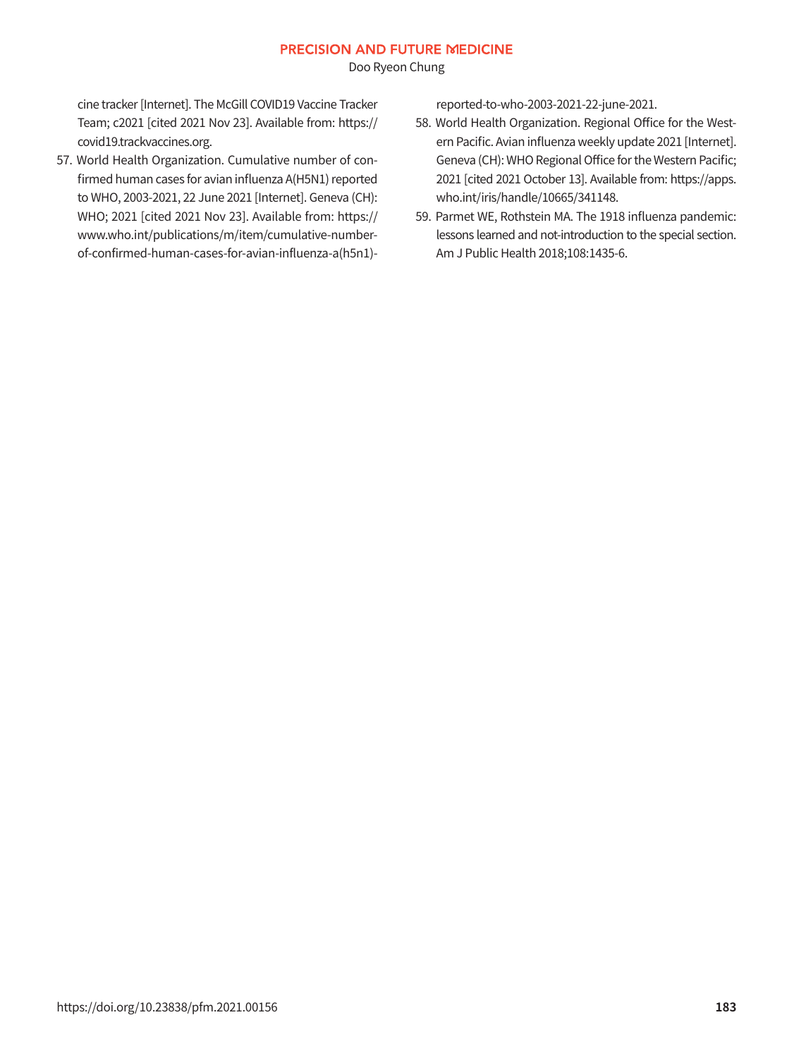cine tracker [Internet]. The McGill COVID19 Vaccine Tracker Team; c2021 [cited 2021 Nov 23]. Available from: https://covid19.trackvaccines.org.

57. World Health Organization. Cumulative number of confirmed human cases for avian influenza A(H5N1) reported to WHO, 2003-2021, 22 June 2021 [Internet]. Geneva (CH): WHO; 2021 [cited 2021 Nov 23]. Available from: https://www.who.int/publications/m/item/cumulative-number-of-confirmed-human-cases-for-avian-influenza-a(h5n1)-reported-to-who-2003-2021-22-june-2021.
58. World Health Organization. Regional Office for the Western Pacific. Avian influenza weekly update 2021 [Internet]. Geneva (CH): WHO Regional Office for the Western Pacific; 2021 [cited 2021 October 13]. Available from: https://apps.who.int/iris/handle/10665/341148.
59. Parmet WE, Rothstein MA. The 1918 influenza pandemic: lessons learned and not-introduction to the special section. Am J Public Health 2018;108:1435-6.